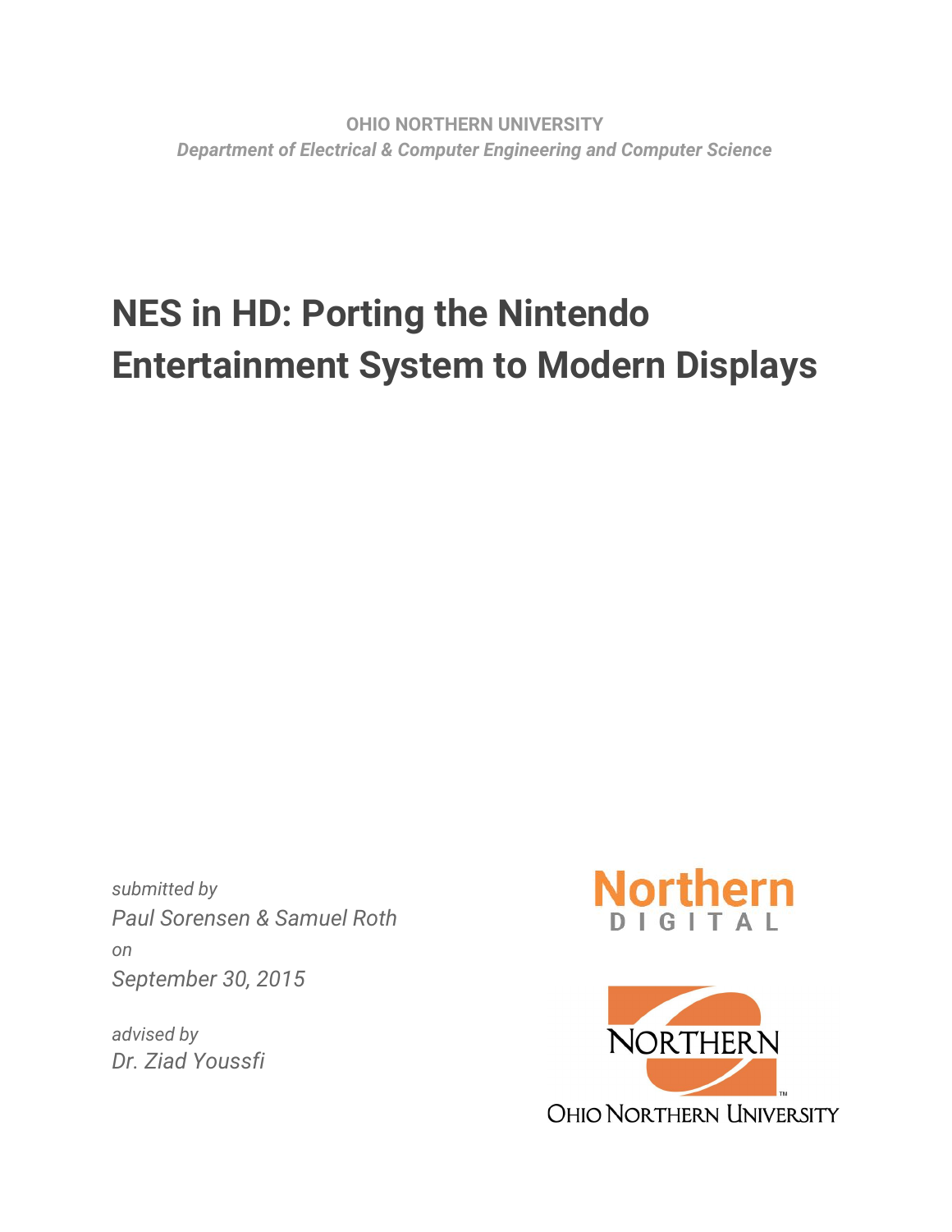**OHIO NORTHERN UNIVERSITY**
***Department of Electrical & Computer Engineering and Computer Science***

# NES in HD: Porting the Nintendo Entertainment System to Modern Displays

*submitted by*
*Paul Sorensen & Samuel Roth*
*on*
*September 30, 2015*

*advised by*
*Dr. Ziad Youssfi*

Northern
DIGITAL

NORTHERN
OHIO NORTHERN UNIVERSITY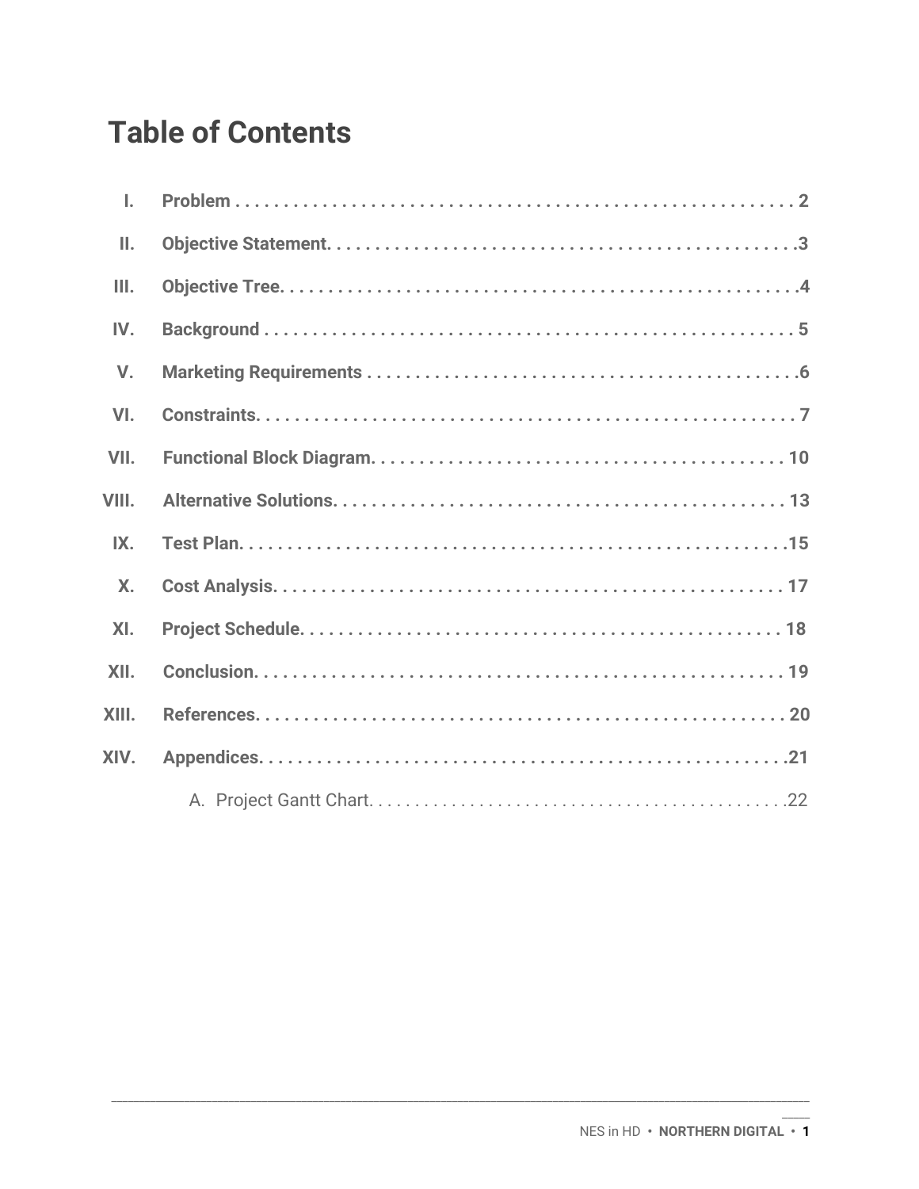# Table of Contents

I. **Problem** . . . . . . . . . . . . . . . . . . . . . . . . . . . . . . . . . . . . . . . . . . . . . . . . . . . . . . . . . 2

II. **Objective Statement**. . . . . . . . . . . . . . . . . . . . . . . . . . . . . . . . . . . . . . . . . . . . . . . . . 3

III. **Objective Tree**. . . . . . . . . . . . . . . . . . . . . . . . . . . . . . . . . . . . . . . . . . . . . . . . . . . . . 4

IV. **Background** . . . . . . . . . . . . . . . . . . . . . . . . . . . . . . . . . . . . . . . . . . . . . . . . . . . . . . . 5

V. **Marketing Requirements** . . . . . . . . . . . . . . . . . . . . . . . . . . . . . . . . . . . . . . . . . . . . . 6

VI. **Constraints**. . . . . . . . . . . . . . . . . . . . . . . . . . . . . . . . . . . . . . . . . . . . . . . . . . . . . . . . 7

VII. **Functional Block Diagram**. . . . . . . . . . . . . . . . . . . . . . . . . . . . . . . . . . . . . . . . . . . . 10

VIII. **Alternative Solutions**. . . . . . . . . . . . . . . . . . . . . . . . . . . . . . . . . . . . . . . . . . . . . . . 13

IX. **Test Plan**. . . . . . . . . . . . . . . . . . . . . . . . . . . . . . . . . . . . . . . . . . . . . . . . . . . . . . . . 15

X. **Cost Analysis**. . . . . . . . . . . . . . . . . . . . . . . . . . . . . . . . . . . . . . . . . . . . . . . . . . . . . 17

XI. **Project Schedule**. . . . . . . . . . . . . . . . . . . . . . . . . . . . . . . . . . . . . . . . . . . . . . . . . . 18

XII. **Conclusion**. . . . . . . . . . . . . . . . . . . . . . . . . . . . . . . . . . . . . . . . . . . . . . . . . . . . . . 19

XIII. **References**. . . . . . . . . . . . . . . . . . . . . . . . . . . . . . . . . . . . . . . . . . . . . . . . . . . . . . 20

XIV. **Appendices**. . . . . . . . . . . . . . . . . . . . . . . . . . . . . . . . . . . . . . . . . . . . . . . . . . . . . . 21

A. Project Gantt Chart. . . . . . . . . . . . . . . . . . . . . . . . . . . . . . . . . . . . . . . . . . . . . . . 22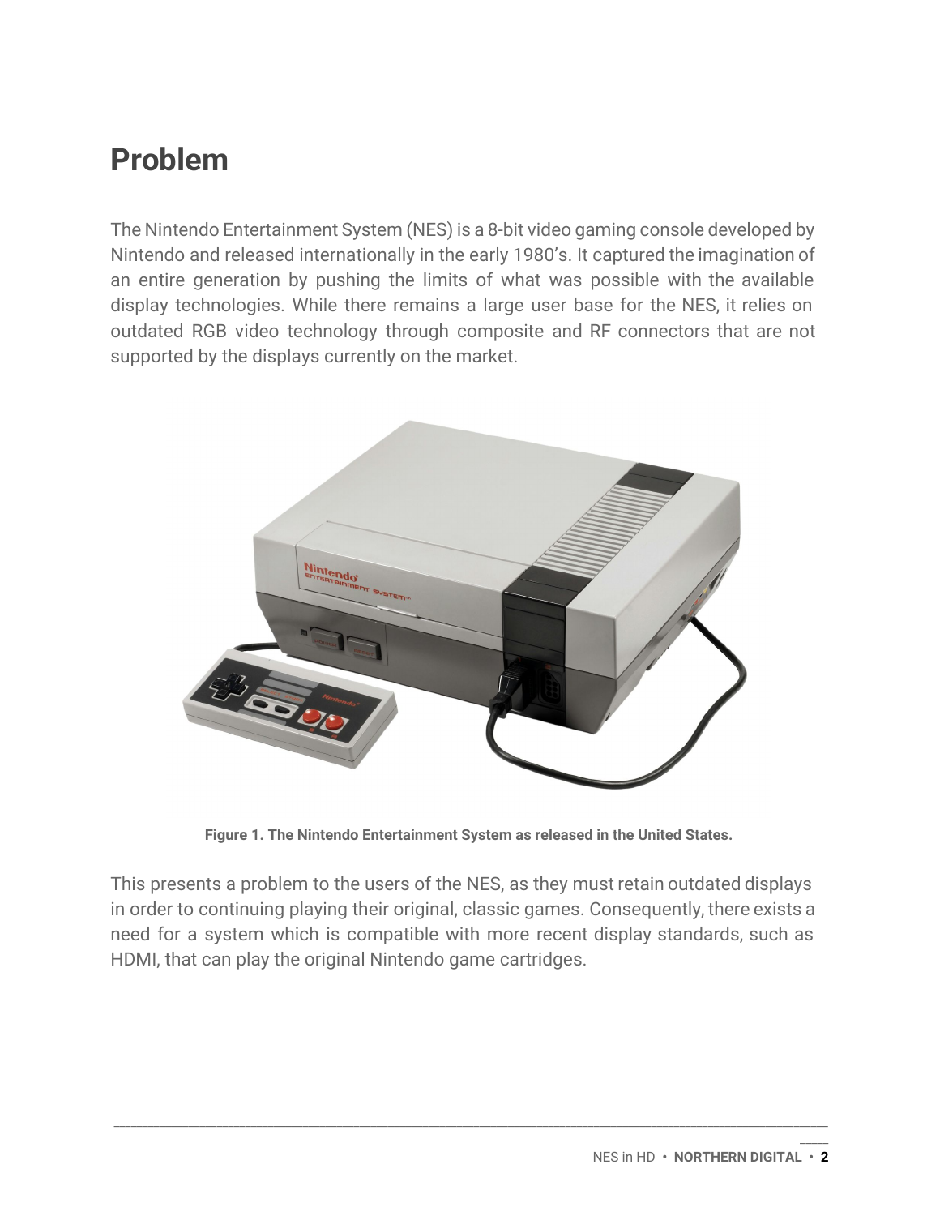# Problem

The Nintendo Entertainment System (NES) is a 8-bit video gaming console developed by Nintendo and released internationally in the early 1980's. It captured the imagination of an entire generation by pushing the limits of what was possible with the available display technologies. While there remains a large user base for the NES, it relies on outdated RGB video technology through composite and RF connectors that are not supported by the displays currently on the market.

**Figure 1. The Nintendo Entertainment System as released in the United States.**

This presents a problem to the users of the NES, as they must retain outdated displays in order to continuing playing their original, classic games. Consequently, there exists a need for a system which is compatible with more recent display standards, such as HDMI, that can play the original Nintendo game cartridges.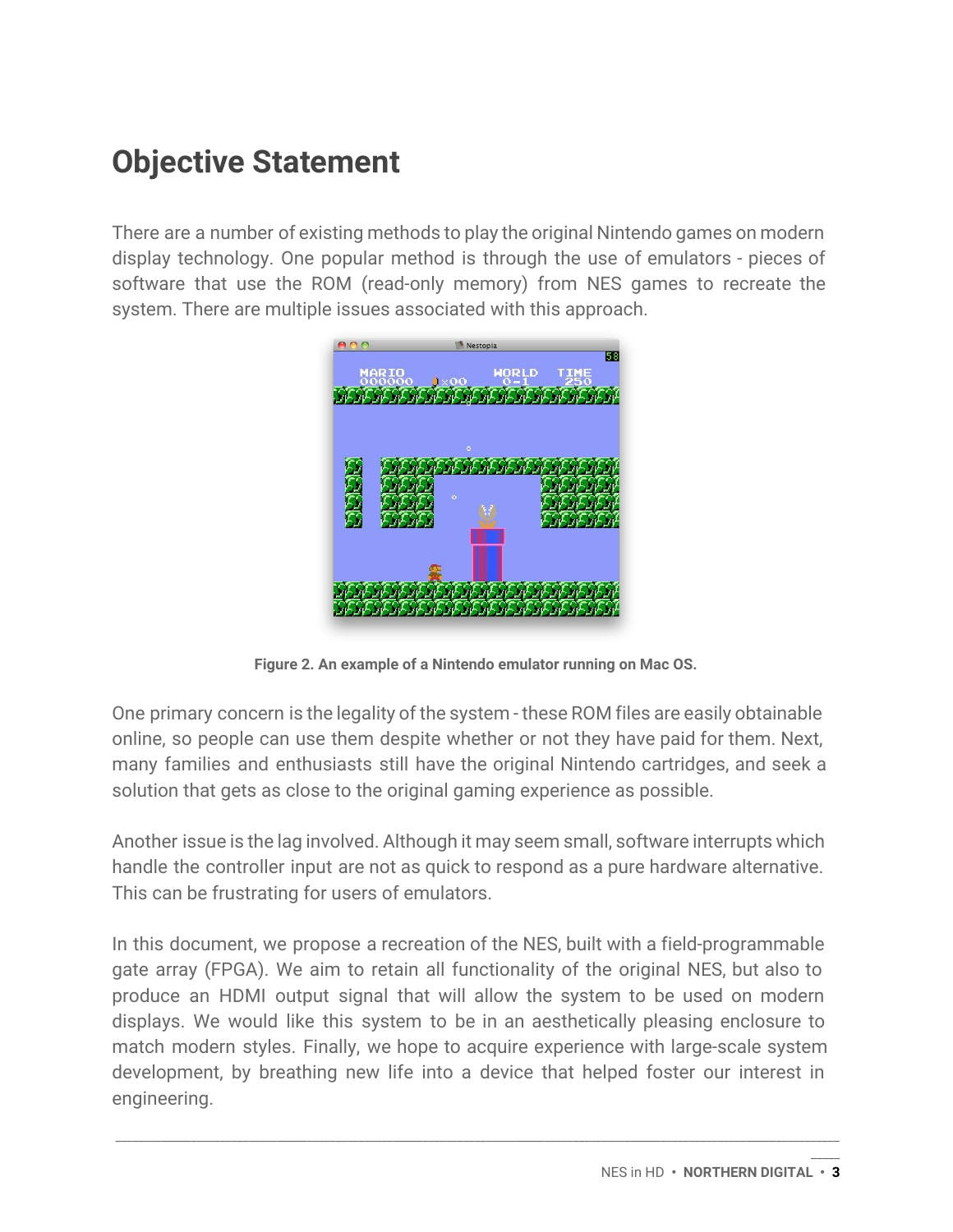# Objective Statement

There are a number of existing methods to play the original Nintendo games on modern display technology. One popular method is through the use of emulators - pieces of software that use the ROM (read-only memory) from NES games to recreate the system. There are multiple issues associated with this approach.

**Figure 2. An example of a Nintendo emulator running on Mac OS.**

One primary concern is the legality of the system - these ROM files are easily obtainable online, so people can use them despite whether or not they have paid for them. Next, many families and enthusiasts still have the original Nintendo cartridges, and seek a solution that gets as close to the original gaming experience as possible.

Another issue is the lag involved. Although it may seem small, software interrupts which handle the controller input are not as quick to respond as a pure hardware alternative. This can be frustrating for users of emulators.

In this document, we propose a recreation of the NES, built with a field-programmable gate array (FPGA). We aim to retain all functionality of the original NES, but also to produce an HDMI output signal that will allow the system to be used on modern displays. We would like this system to be in an aesthetically pleasing enclosure to match modern styles. Finally, we hope to acquire experience with large-scale system development, by breathing new life into a device that helped foster our interest in engineering.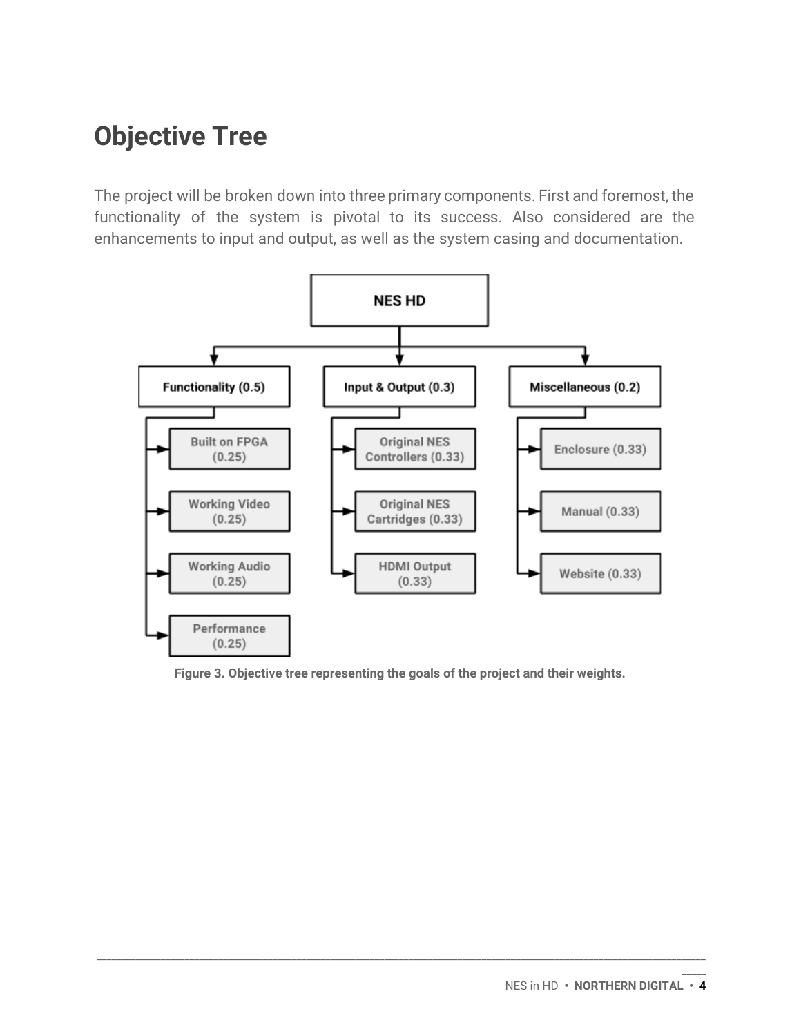# Objective Tree

The project will be broken down into three primary components. First and foremost, the functionality of the system is pivotal to its success. Also considered are the enhancements to input and output, as well as the system casing and documentation.

- **NES HD**
  - **Functionality (0.5)**
    - Built on FPGA (0.25)
    - Working Video (0.25)
    - Working Audio (0.25)
    - Performance (0.25)
  - **Input & Output (0.3)**
    - Original NES Controllers (0.33)
    - Original NES Cartridges (0.33)
    - HDMI Output (0.33)
  - **Miscellaneous (0.2)**
    - Enclosure (0.33)
    - Manual (0.33)
    - Website (0.33)

**Figure 3. Objective tree representing the goals of the project and their weights.**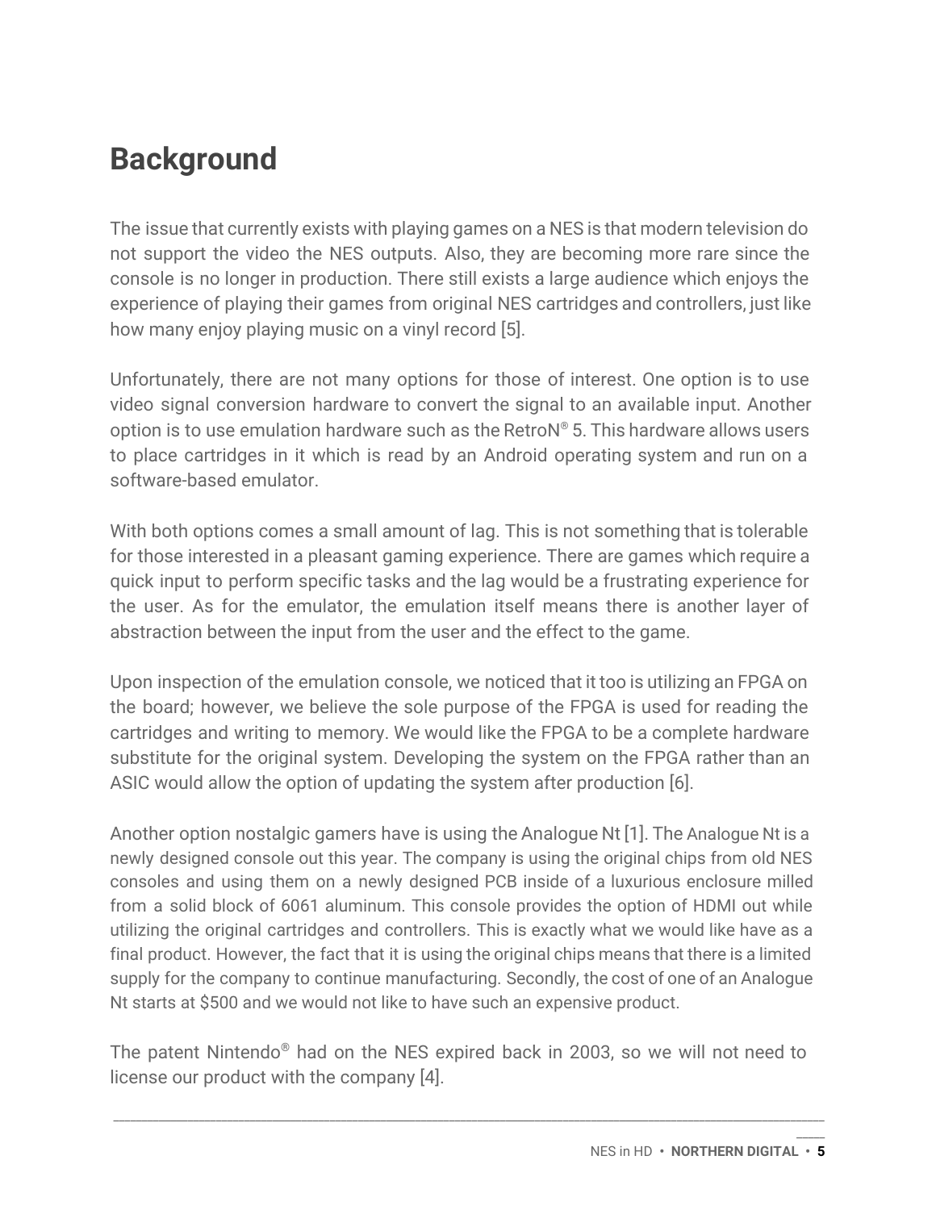# Background

The issue that currently exists with playing games on a NES is that modern television do not support the video the NES outputs. Also, they are becoming more rare since the console is no longer in production. There still exists a large audience which enjoys the experience of playing their games from original NES cartridges and controllers, just like how many enjoy playing music on a vinyl record [5].

Unfortunately, there are not many options for those of interest. One option is to use video signal conversion hardware to convert the signal to an available input. Another option is to use emulation hardware such as the RetroN® 5. This hardware allows users to place cartridges in it which is read by an Android operating system and run on a software-based emulator.

With both options comes a small amount of lag. This is not something that is tolerable for those interested in a pleasant gaming experience. There are games which require a quick input to perform specific tasks and the lag would be a frustrating experience for the user. As for the emulator, the emulation itself means there is another layer of abstraction between the input from the user and the effect to the game.

Upon inspection of the emulation console, we noticed that it too is utilizing an FPGA on the board; however, we believe the sole purpose of the FPGA is used for reading the cartridges and writing to memory. We would like the FPGA to be a complete hardware substitute for the original system. Developing the system on the FPGA rather than an ASIC would allow the option of updating the system after production [6].

Another option nostalgic gamers have is using the Analogue Nt [1]. The Analogue Nt is a newly designed console out this year. The company is using the original chips from old NES consoles and using them on a newly designed PCB inside of a luxurious enclosure milled from a solid block of 6061 aluminum. This console provides the option of HDMI out while utilizing the original cartridges and controllers. This is exactly what we would like have as a final product. However, the fact that it is using the original chips means that there is a limited supply for the company to continue manufacturing. Secondly, the cost of one of an Analogue Nt starts at $500 and we would not like to have such an expensive product.

The patent Nintendo® had on the NES expired back in 2003, so we will not need to license our product with the company [4].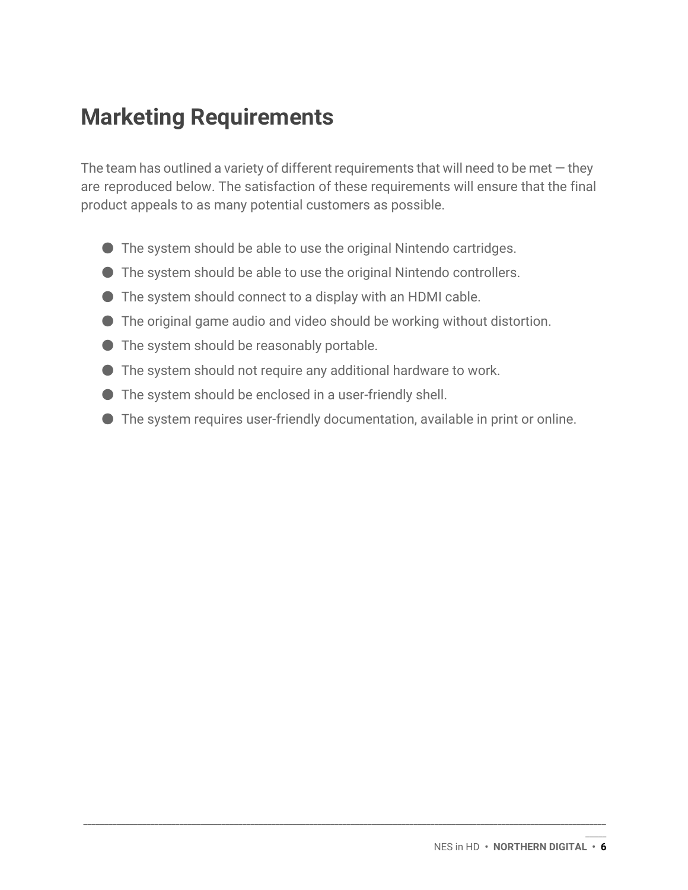## Marketing Requirements

The team has outlined a variety of different requirements that will need to be met — they are reproduced below. The satisfaction of these requirements will ensure that the final product appeals to as many potential customers as possible.

- The system should be able to use the original Nintendo cartridges.
- The system should be able to use the original Nintendo controllers.
- The system should connect to a display with an HDMI cable.
- The original game audio and video should be working without distortion.
- The system should be reasonably portable.
- The system should not require any additional hardware to work.
- The system should be enclosed in a user-friendly shell.
- The system requires user-friendly documentation, available in print or online.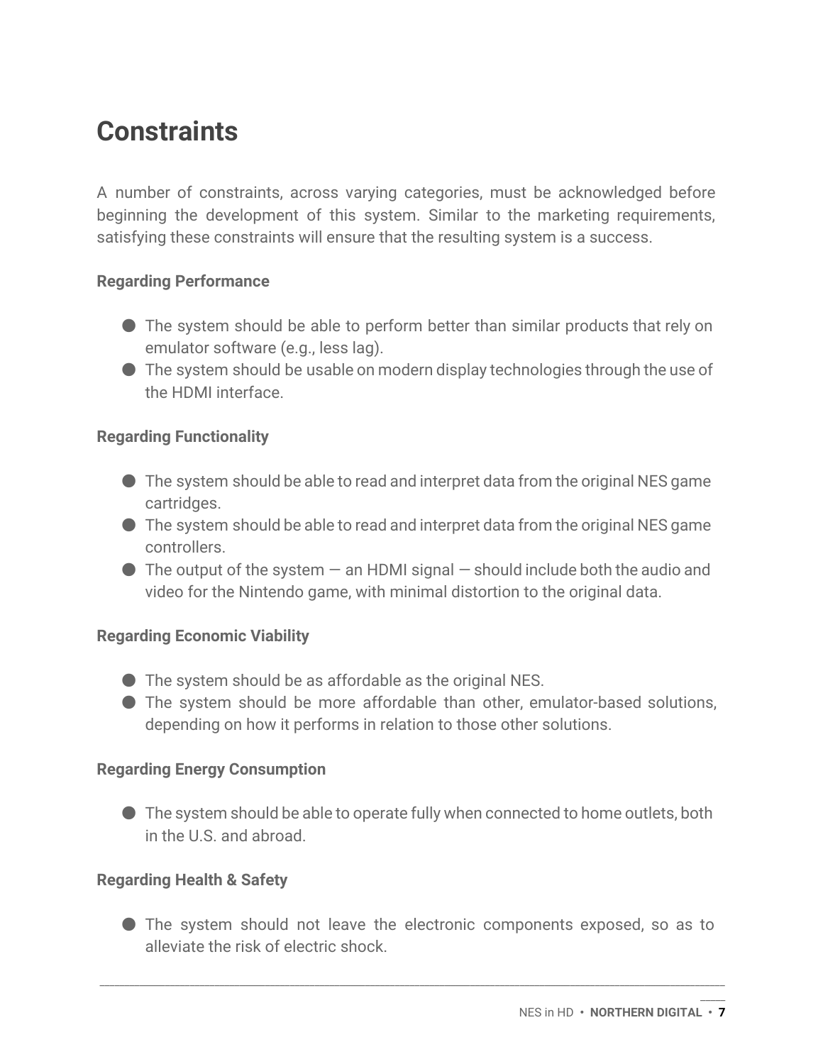# Constraints

A number of constraints, across varying categories, must be acknowledged before beginning the development of this system. Similar to the marketing requirements, satisfying these constraints will ensure that the resulting system is a success.

### Regarding Performance

- The system should be able to perform better than similar products that rely on emulator software (e.g., less lag).
- The system should be usable on modern display technologies through the use of the HDMI interface.

### Regarding Functionality

- The system should be able to read and interpret data from the original NES game cartridges.
- The system should be able to read and interpret data from the original NES game controllers.
- The output of the system — an HDMI signal — should include both the audio and video for the Nintendo game, with minimal distortion to the original data.

### Regarding Economic Viability

- The system should be as affordable as the original NES.
- The system should be more affordable than other, emulator-based solutions, depending on how it performs in relation to those other solutions.

### Regarding Energy Consumption

- The system should be able to operate fully when connected to home outlets, both in the U.S. and abroad.

### Regarding Health & Safety

- The system should not leave the electronic components exposed, so as to alleviate the risk of electric shock.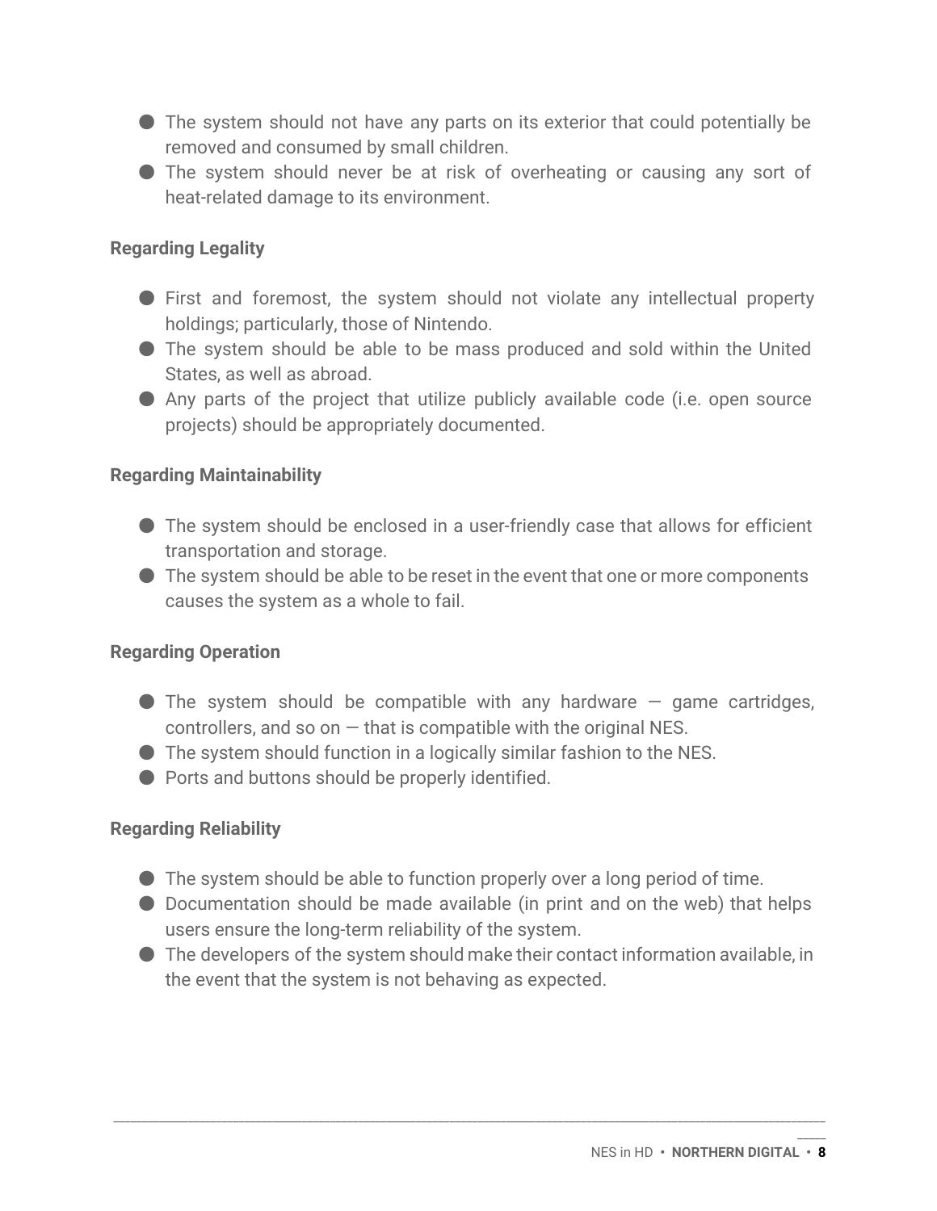- The system should not have any parts on its exterior that could potentially be removed and consumed by small children.
- The system should never be at risk of overheating or causing any sort of heat-related damage to its environment.

**Regarding Legality**

- First and foremost, the system should not violate any intellectual property holdings; particularly, those of Nintendo.
- The system should be able to be mass produced and sold within the United States, as well as abroad.
- Any parts of the project that utilize publicly available code (i.e. open source projects) should be appropriately documented.

**Regarding Maintainability**

- The system should be enclosed in a user-friendly case that allows for efficient transportation and storage.
- The system should be able to be reset in the event that one or more components causes the system as a whole to fail.

**Regarding Operation**

- The system should be compatible with any hardware — game cartridges, controllers, and so on — that is compatible with the original NES.
- The system should function in a logically similar fashion to the NES.
- Ports and buttons should be properly identified.

**Regarding Reliability**

- The system should be able to function properly over a long period of time.
- Documentation should be made available (in print and on the web) that helps users ensure the long-term reliability of the system.
- The developers of the system should make their contact information available, in the event that the system is not behaving as expected.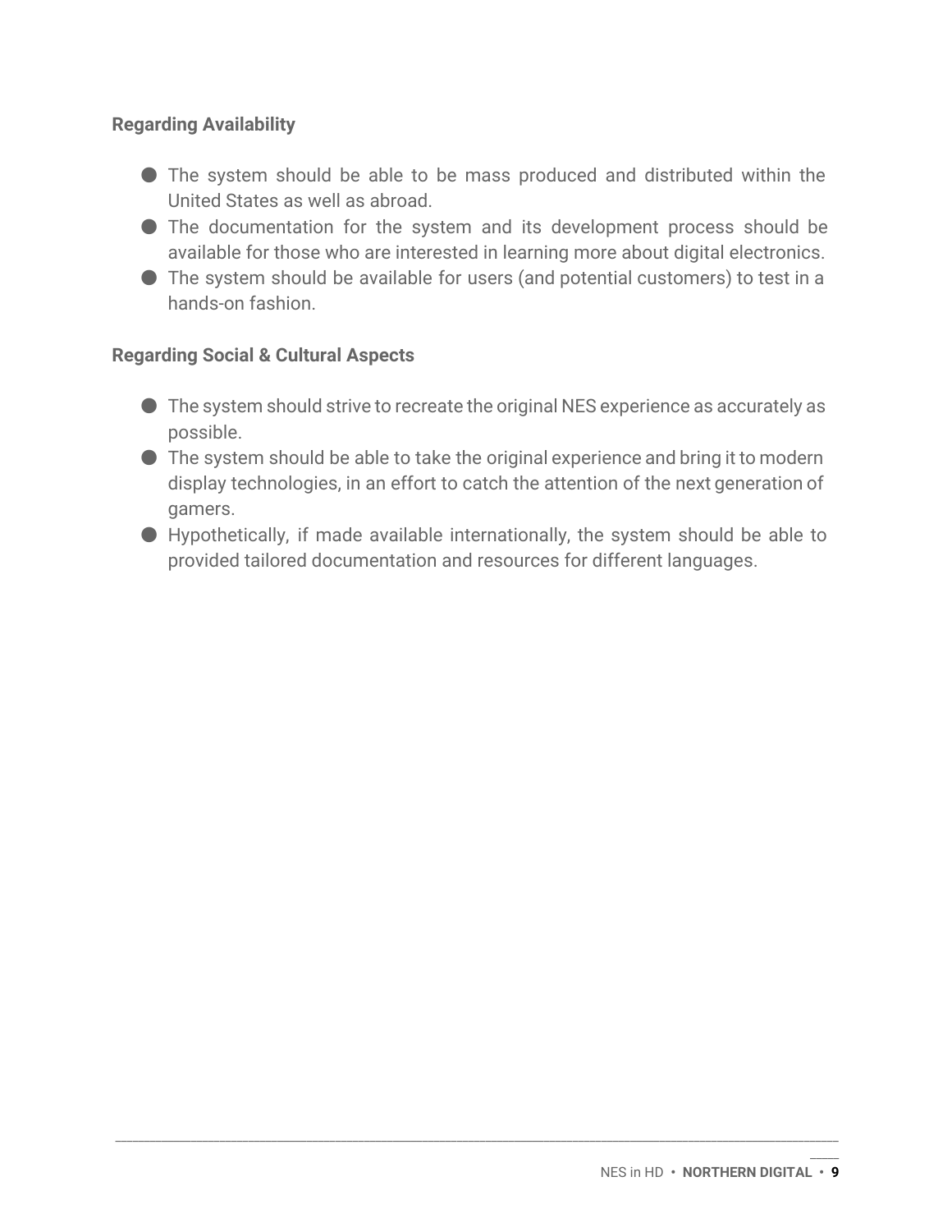**Regarding Availability**

- The system should be able to be mass produced and distributed within the United States as well as abroad.
- The documentation for the system and its development process should be available for those who are interested in learning more about digital electronics.
- The system should be available for users (and potential customers) to test in a hands-on fashion.

**Regarding Social & Cultural Aspects**

- The system should strive to recreate the original NES experience as accurately as possible.
- The system should be able to take the original experience and bring it to modern display technologies, in an effort to catch the attention of the next generation of gamers.
- Hypothetically, if made available internationally, the system should be able to provided tailored documentation and resources for different languages.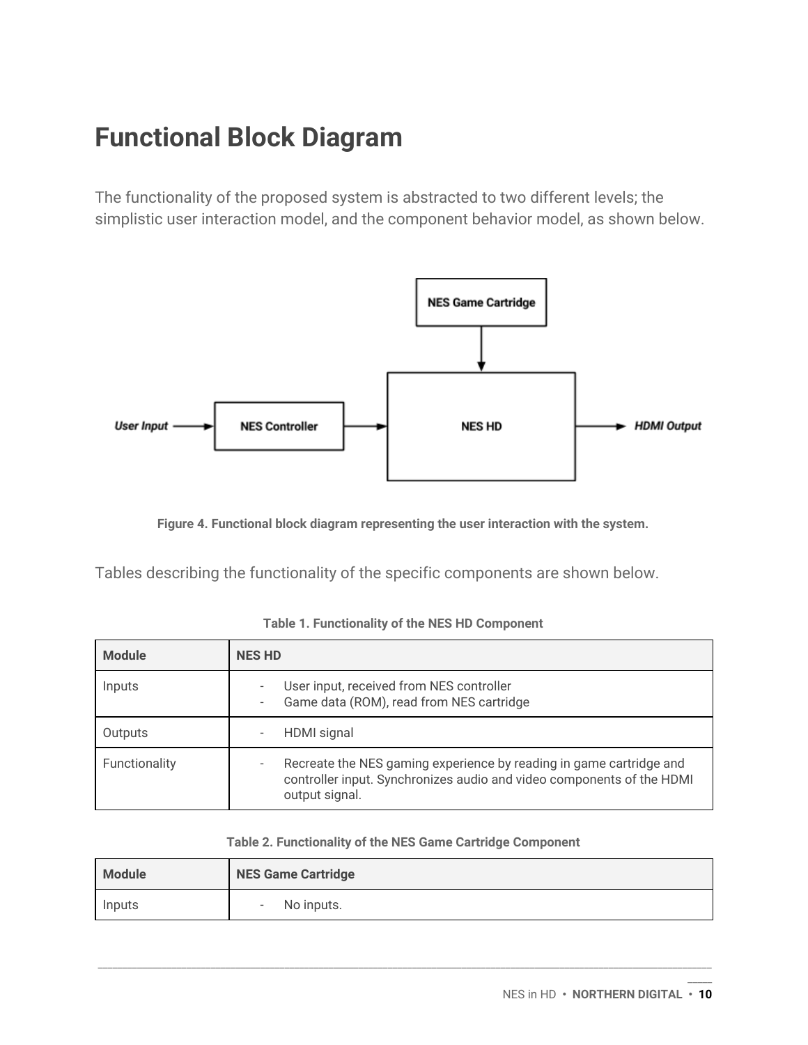## Functional Block Diagram

The functionality of the proposed system is abstracted to two different levels; the simplistic user interaction model, and the component behavior model, as shown below.

**Figure 4. Functional block diagram representing the user interaction with the system.**

Tables describing the functionality of the specific components are shown below.

**Table 1. Functionality of the NES HD Component**

| Module | NES HD |
|---|---|
| Inputs | - User input, received from NES controller<br>- Game data (ROM), read from NES cartridge |
| Outputs | - HDMI signal |
| Functionality | - Recreate the NES gaming experience by reading in game cartridge and controller input. Synchronizes audio and video components of the HDMI output signal. |

**Table 2. Functionality of the NES Game Cartridge Component**

| Module | NES Game Cartridge |
|---|---|
| Inputs | - No inputs. |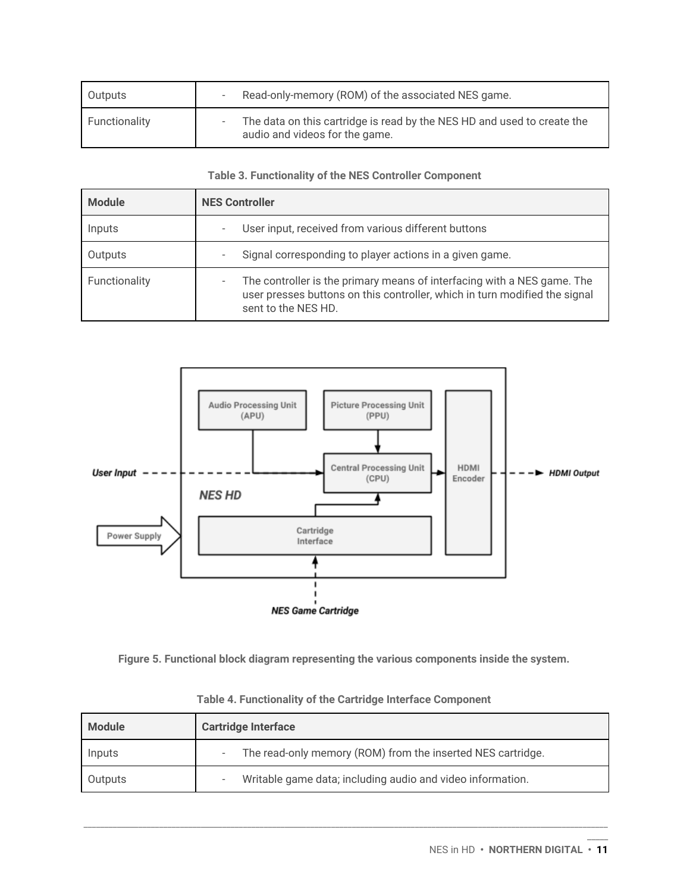| | |
|---|---|
| Outputs | - Read-only-memory (ROM) of the associated NES game. |
| Functionality | - The data on this cartridge is read by the NES HD and used to create the audio and videos for the game. |

**Table 3. Functionality of the NES Controller Component**

| Module | NES Controller |
|---|---|
| Inputs | - User input, received from various different buttons |
| Outputs | - Signal corresponding to player actions in a given game. |
| Functionality | - The controller is the primary means of interfacing with a NES game. The user presses buttons on this controller, which in turn modified the signal sent to the NES HD. |

**Figure 5. Functional block diagram representing the various components inside the system.**

**Table 4. Functionality of the Cartridge Interface Component**

| Module | Cartridge Interface |
|---|---|
| Inputs | - The read-only memory (ROM) from the inserted NES cartridge. |
| Outputs | - Writable game data; including audio and video information. |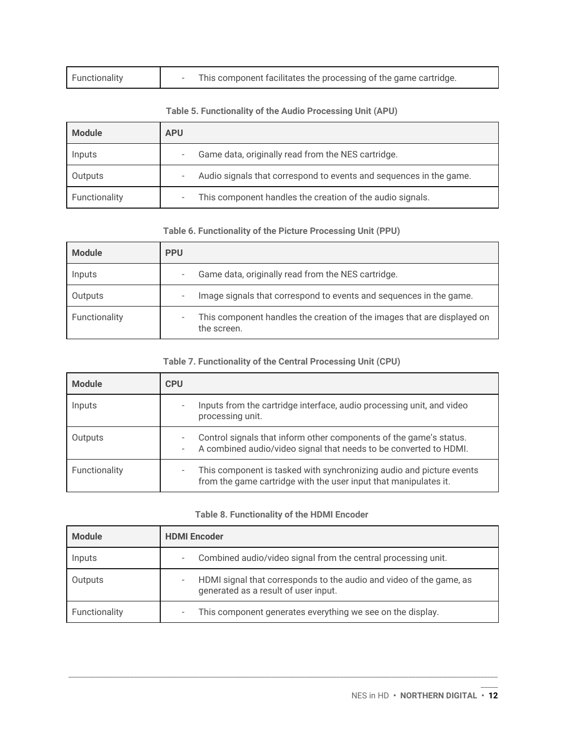| Functionality | - This component facilitates the processing of the game cartridge. |
|---|---|

**Table 5. Functionality of the Audio Processing Unit (APU)**

| **Module** | **APU** |
|---|---|
| Inputs | - Game data, originally read from the NES cartridge. |
| Outputs | - Audio signals that correspond to events and sequences in the game. |
| Functionality | - This component handles the creation of the audio signals. |

**Table 6. Functionality of the Picture Processing Unit (PPU)**

| **Module** | **PPU** |
|---|---|
| Inputs | - Game data, originally read from the NES cartridge. |
| Outputs | - Image signals that correspond to events and sequences in the game. |
| Functionality | - This component handles the creation of the images that are displayed on the screen. |

**Table 7. Functionality of the Central Processing Unit (CPU)**

| **Module** | **CPU** |
|---|---|
| Inputs | - Inputs from the cartridge interface, audio processing unit, and video processing unit. |
| Outputs | - Control signals that inform other components of the game's status.<br>- A combined audio/video signal that needs to be converted to HDMI. |
| Functionality | - This component is tasked with synchronizing audio and picture events from the game cartridge with the user input that manipulates it. |

**Table 8. Functionality of the HDMI Encoder**

| **Module** | **HDMI Encoder** |
|---|---|
| Inputs | - Combined audio/video signal from the central processing unit. |
| Outputs | - HDMI signal that corresponds to the audio and video of the game, as generated as a result of user input. |
| Functionality | - This component generates everything we see on the display. |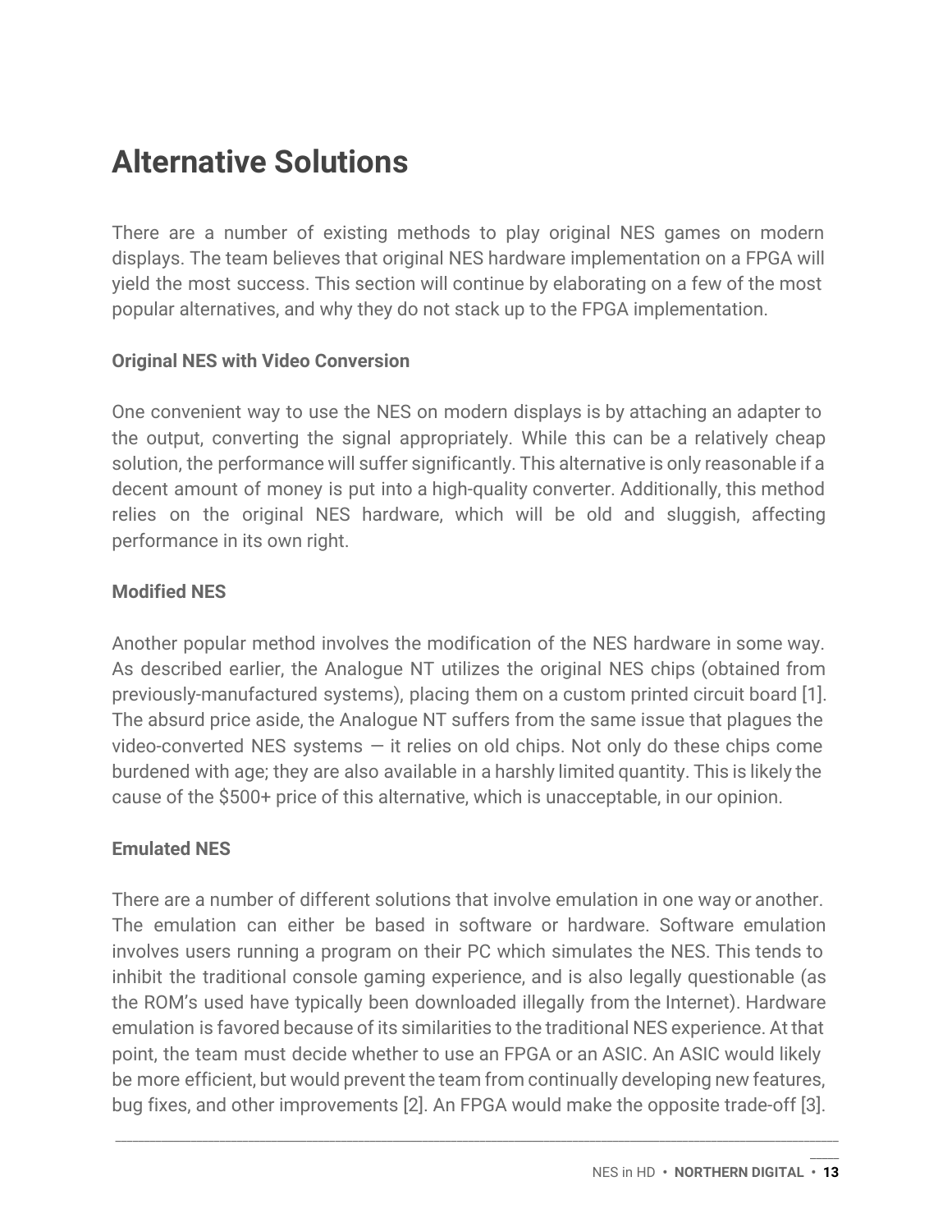# Alternative Solutions

There are a number of existing methods to play original NES games on modern displays. The team believes that original NES hardware implementation on a FPGA will yield the most success. This section will continue by elaborating on a few of the most popular alternatives, and why they do not stack up to the FPGA implementation.

**Original NES with Video Conversion**

One convenient way to use the NES on modern displays is by attaching an adapter to the output, converting the signal appropriately. While this can be a relatively cheap solution, the performance will suffer significantly. This alternative is only reasonable if a decent amount of money is put into a high-quality converter. Additionally, this method relies on the original NES hardware, which will be old and sluggish, affecting performance in its own right.

**Modified NES**

Another popular method involves the modification of the NES hardware in some way. As described earlier, the Analogue NT utilizes the original NES chips (obtained from previously-manufactured systems), placing them on a custom printed circuit board [1]. The absurd price aside, the Analogue NT suffers from the same issue that plagues the video-converted NES systems — it relies on old chips. Not only do these chips come burdened with age; they are also available in a harshly limited quantity. This is likely the cause of the $500+ price of this alternative, which is unacceptable, in our opinion.

**Emulated NES**

There are a number of different solutions that involve emulation in one way or another. The emulation can either be based in software or hardware. Software emulation involves users running a program on their PC which simulates the NES. This tends to inhibit the traditional console gaming experience, and is also legally questionable (as the ROM's used have typically been downloaded illegally from the Internet). Hardware emulation is favored because of its similarities to the traditional NES experience. At that point, the team must decide whether to use an FPGA or an ASIC. An ASIC would likely be more efficient, but would prevent the team from continually developing new features, bug fixes, and other improvements [2]. An FPGA would make the opposite trade-off [3].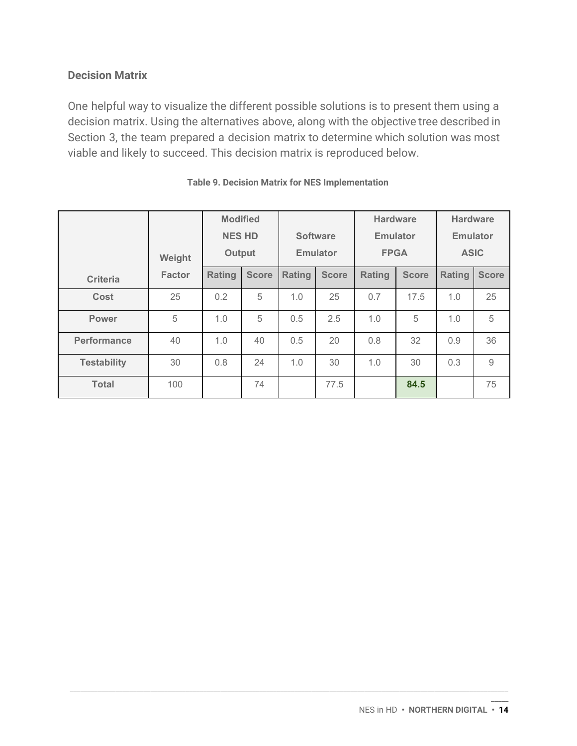**Decision Matrix**

One helpful way to visualize the different possible solutions is to present them using a decision matrix. Using the alternatives above, along with the objective tree described in Section 3, the team prepared a decision matrix to determine which solution was most viable and likely to succeed. This decision matrix is reproduced below.

**Table 9. Decision Matrix for NES Implementation**

| Criteria | Weight Factor | Modified NES HD Output | | Software Emulator | | Hardware Emulator FPGA | | Hardware Emulator ASIC | |
|---|---|---|---|---|---|---|---|---|---|
| | | Rating | Score | Rating | Score | Rating | Score | Rating | Score |
| Cost | 25 | 0.2 | 5 | 1.0 | 25 | 0.7 | 17.5 | 1.0 | 25 |
| Power | 5 | 1.0 | 5 | 0.5 | 2.5 | 1.0 | 5 | 1.0 | 5 |
| Performance | 40 | 1.0 | 40 | 0.5 | 20 | 0.8 | 32 | 0.9 | 36 |
| Testability | 30 | 0.8 | 24 | 1.0 | 30 | 1.0 | 30 | 0.3 | 9 |
| Total | 100 | | 74 | | 77.5 | | **84.5** | | 75 |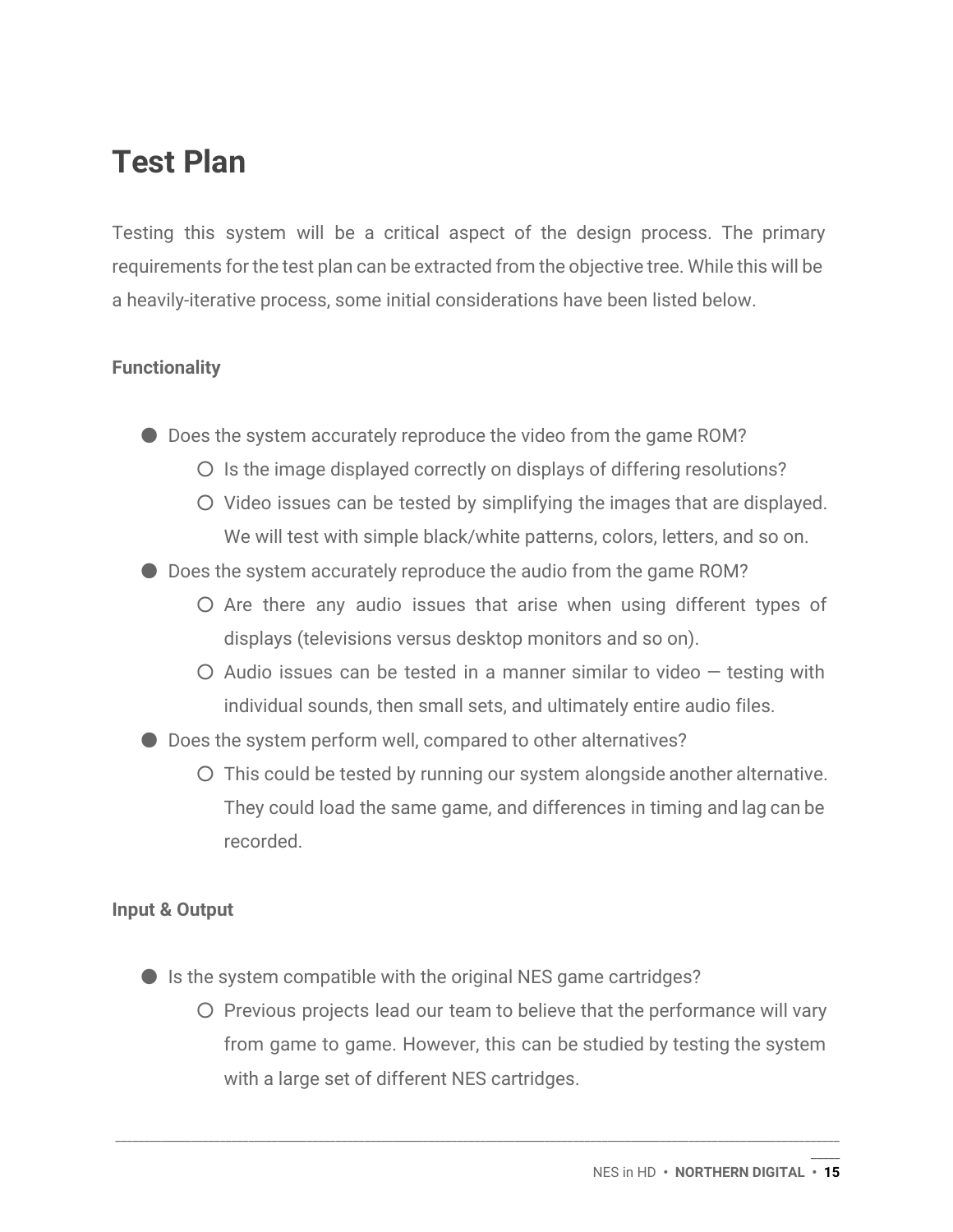# Test Plan

Testing this system will be a critical aspect of the design process. The primary requirements for the test plan can be extracted from the objective tree. While this will be a heavily-iterative process, some initial considerations have been listed below.

**Functionality**

- Does the system accurately reproduce the video from the game ROM?
  - Is the image displayed correctly on displays of differing resolutions?
  - Video issues can be tested by simplifying the images that are displayed. We will test with simple black/white patterns, colors, letters, and so on.
- Does the system accurately reproduce the audio from the game ROM?
  - Are there any audio issues that arise when using different types of displays (televisions versus desktop monitors and so on).
  - Audio issues can be tested in a manner similar to video — testing with individual sounds, then small sets, and ultimately entire audio files.
- Does the system perform well, compared to other alternatives?
  - This could be tested by running our system alongside another alternative. They could load the same game, and differences in timing and lag can be recorded.

**Input & Output**

- Is the system compatible with the original NES game cartridges?
  - Previous projects lead our team to believe that the performance will vary from game to game. However, this can be studied by testing the system with a large set of different NES cartridges.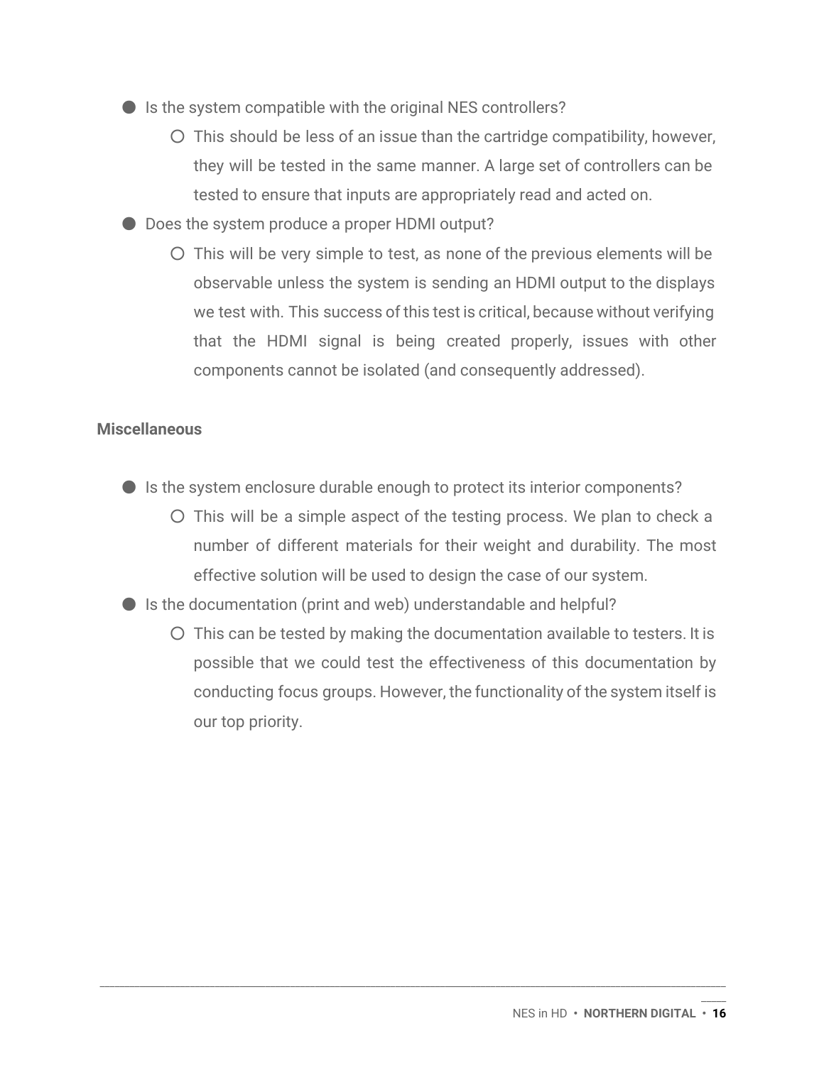- Is the system compatible with the original NES controllers?
    - This should be less of an issue than the cartridge compatibility, however, they will be tested in the same manner. A large set of controllers can be tested to ensure that inputs are appropriately read and acted on.
- Does the system produce a proper HDMI output?
    - This will be very simple to test, as none of the previous elements will be observable unless the system is sending an HDMI output to the displays we test with. This success of this test is critical, because without verifying that the HDMI signal is being created properly, issues with other components cannot be isolated (and consequently addressed).

**Miscellaneous**

- Is the system enclosure durable enough to protect its interior components?
    - This will be a simple aspect of the testing process. We plan to check a number of different materials for their weight and durability. The most effective solution will be used to design the case of our system.
- Is the documentation (print and web) understandable and helpful?
    - This can be tested by making the documentation available to testers. It is possible that we could test the effectiveness of this documentation by conducting focus groups. However, the functionality of the system itself is our top priority.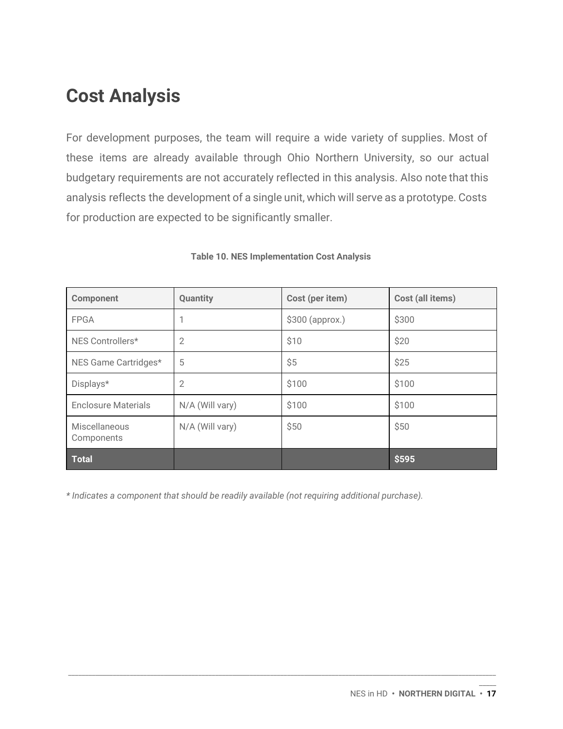# Cost Analysis

For development purposes, the team will require a wide variety of supplies. Most of these items are already available through Ohio Northern University, so our actual budgetary requirements are not accurately reflected in this analysis. Also note that this analysis reflects the development of a single unit, which will serve as a prototype. Costs for production are expected to be significantly smaller.

**Table 10. NES Implementation Cost Analysis**

| Component | Quantity | Cost (per item) | Cost (all items) |
|---|---|---|---|
| FPGA | 1 | $300 (approx.) | $300 |
| NES Controllers* | 2 | $10 | $20 |
| NES Game Cartridges* | 5 | $5 | $25 |
| Displays* | 2 | $100 | $100 |
| Enclosure Materials | N/A (Will vary) | $100 | $100 |
| Miscellaneous Components | N/A (Will vary) | $50 | $50 |
| **Total** | | | **$595** |

*\* Indicates a component that should be readily available (not requiring additional purchase).*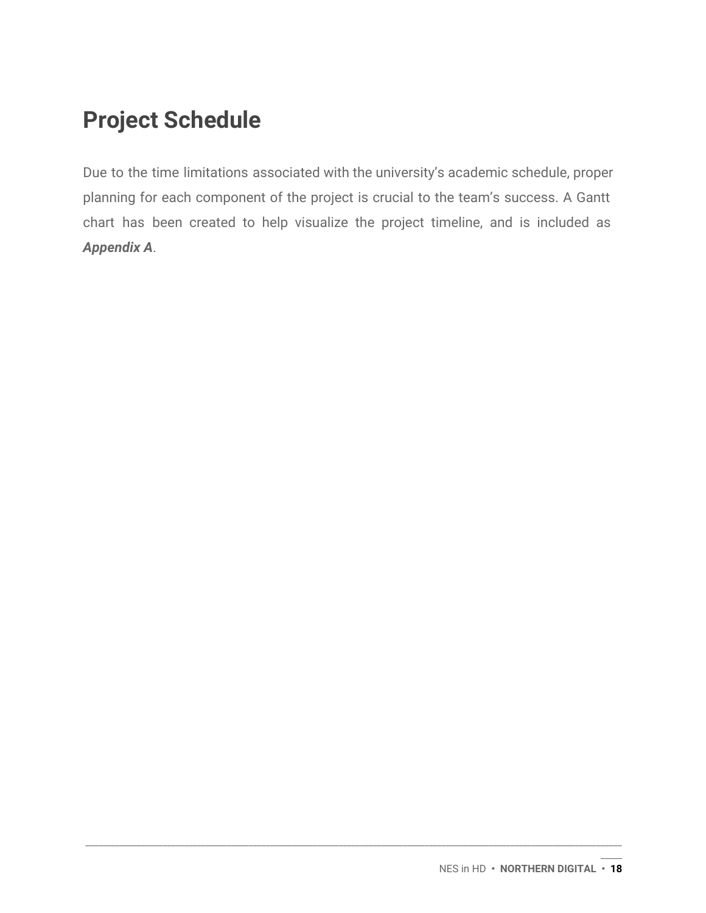# Project Schedule

Due to the time limitations associated with the university's academic schedule, proper planning for each component of the project is crucial to the team's success. A Gantt chart has been created to help visualize the project timeline, and is included as ***Appendix A***.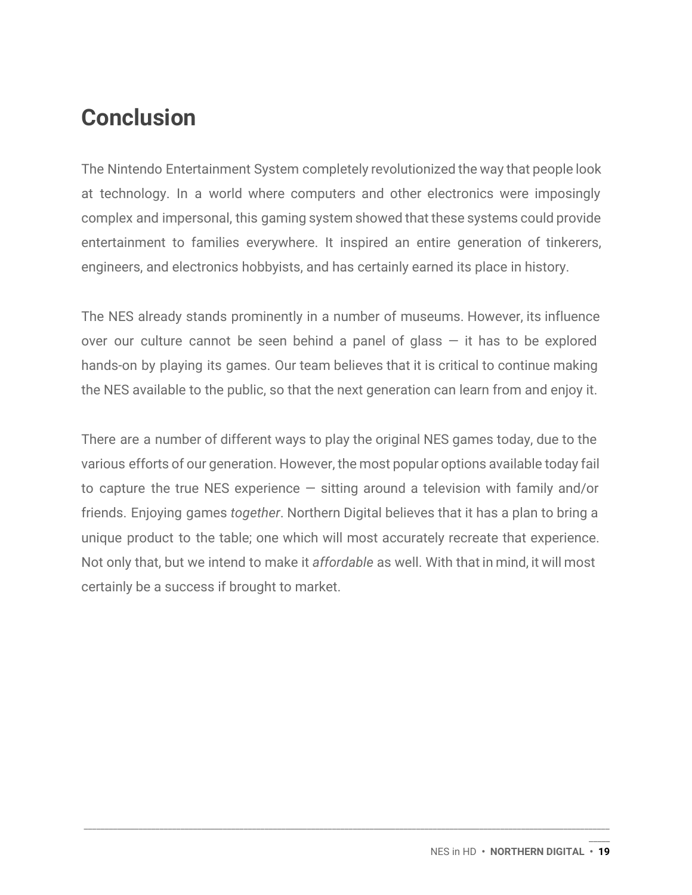## Conclusion

The Nintendo Entertainment System completely revolutionized the way that people look at technology. In a world where computers and other electronics were imposingly complex and impersonal, this gaming system showed that these systems could provide entertainment to families everywhere. It inspired an entire generation of tinkerers, engineers, and electronics hobbyists, and has certainly earned its place in history.

The NES already stands prominently in a number of museums. However, its influence over our culture cannot be seen behind a panel of glass — it has to be explored hands-on by playing its games. Our team believes that it is critical to continue making the NES available to the public, so that the next generation can learn from and enjoy it.

There are a number of different ways to play the original NES games today, due to the various efforts of our generation. However, the most popular options available today fail to capture the true NES experience — sitting around a television with family and/or friends. Enjoying games *together*. Northern Digital believes that it has a plan to bring a unique product to the table; one which will most accurately recreate that experience. Not only that, but we intend to make it *affordable* as well. With that in mind, it will most certainly be a success if brought to market.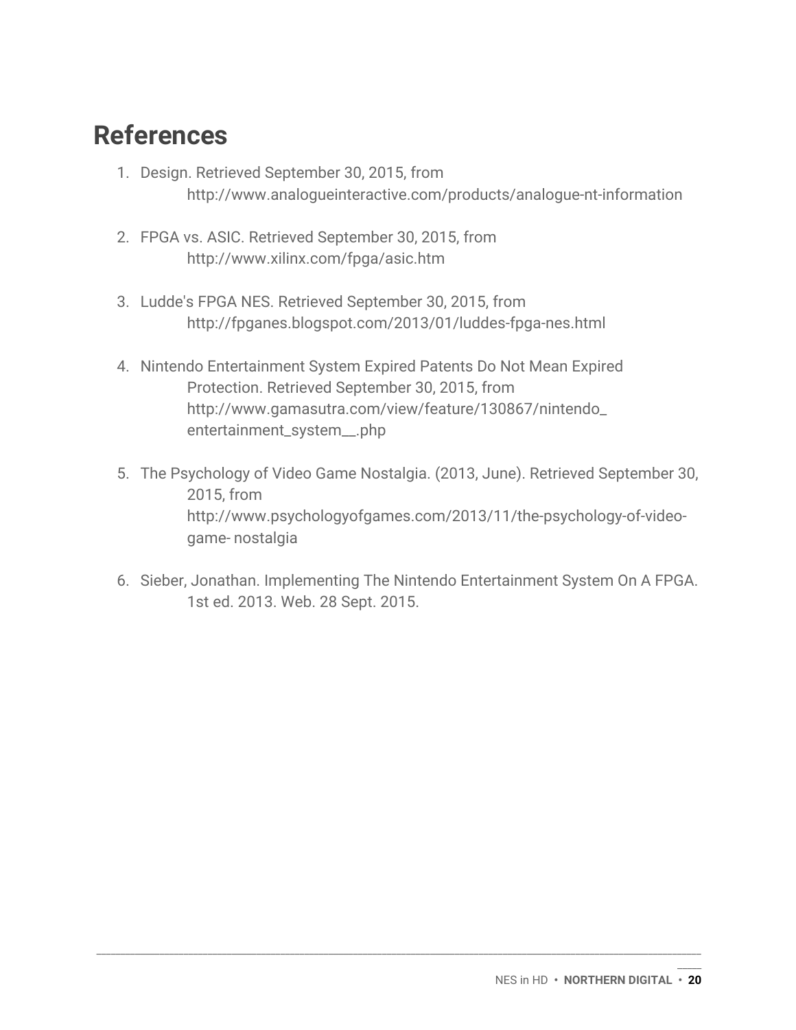## References

1. Design. Retrieved September 30, 2015, from http://www.analogueinteractive.com/products/analogue-nt-information

2. FPGA vs. ASIC. Retrieved September 30, 2015, from http://www.xilinx.com/fpga/asic.htm

3. Ludde's FPGA NES. Retrieved September 30, 2015, from http://fpganes.blogspot.com/2013/01/luddes-fpga-nes.html

4. Nintendo Entertainment System Expired Patents Do Not Mean Expired Protection. Retrieved September 30, 2015, from http://www.gamasutra.com/view/feature/130867/nintendo_entertainment_system__.php

5. The Psychology of Video Game Nostalgia. (2013, June). Retrieved September 30, 2015, from http://www.psychologyofgames.com/2013/11/the-psychology-of-video-game- nostalgia

6. Sieber, Jonathan. Implementing The Nintendo Entertainment System On A FPGA. 1st ed. 2013. Web. 28 Sept. 2015.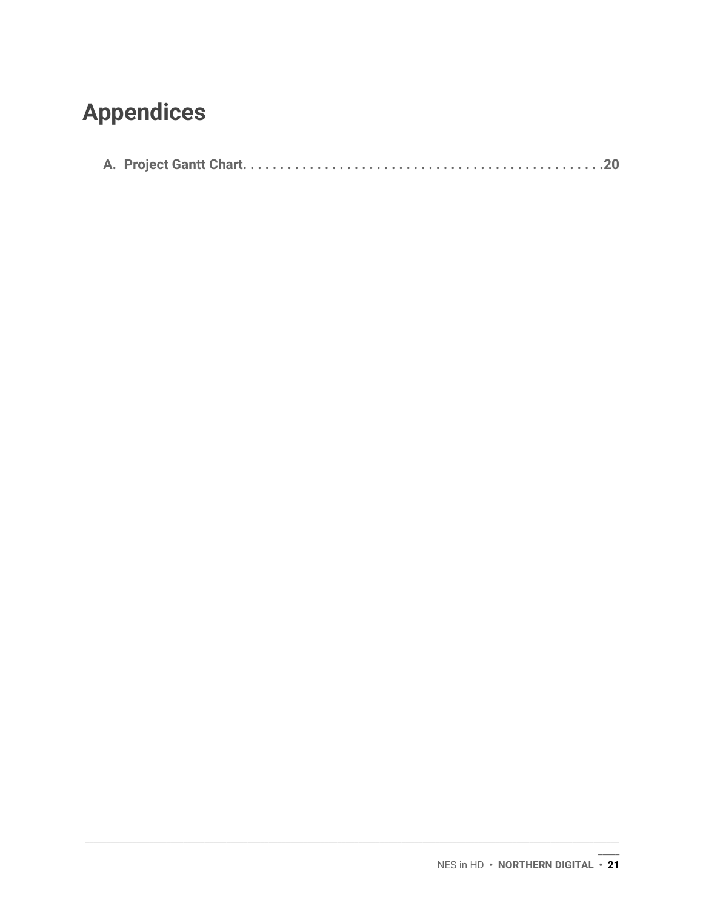# Appendices

**A. Project Gantt Chart. . . . . . . . . . . . . . . . . . . . . . . . . . . . . . . . . . . . . . . . . . . . . . .20**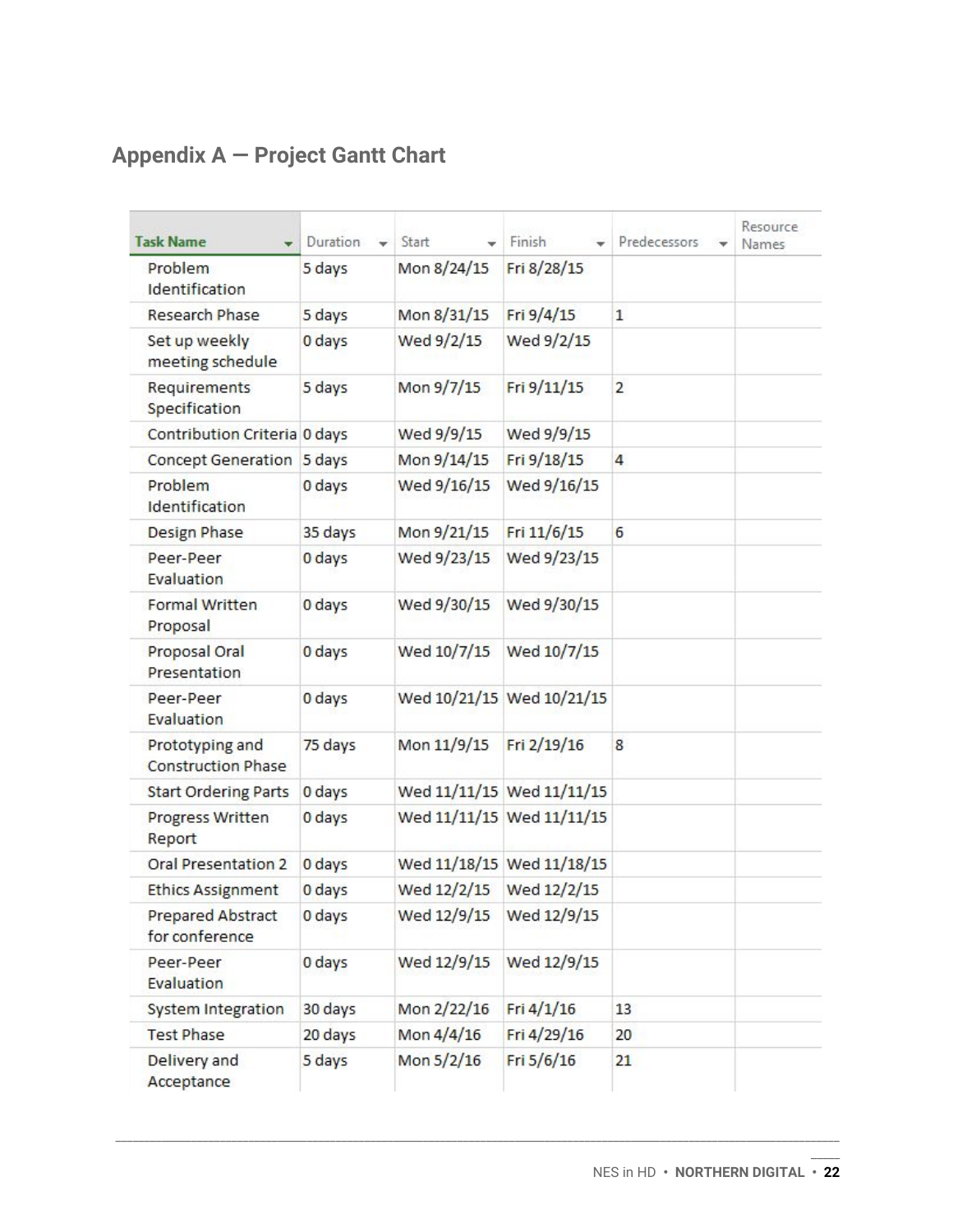## Appendix A — Project Gantt Chart

| Task Name | Duration | Start | Finish | Predecessors | Resource Names |
|---|---|---|---|---|---|
| Problem Identification | 5 days | Mon 8/24/15 | Fri 8/28/15 | | |
| Research Phase | 5 days | Mon 8/31/15 | Fri 9/4/15 | 1 | |
| Set up weekly meeting schedule | 0 days | Wed 9/2/15 | Wed 9/2/15 | | |
| Requirements Specification | 5 days | Mon 9/7/15 | Fri 9/11/15 | 2 | |
| Contribution Criteria | 0 days | Wed 9/9/15 | Wed 9/9/15 | | |
| Concept Generation | 5 days | Mon 9/14/15 | Fri 9/18/15 | 4 | |
| Problem Identification | 0 days | Wed 9/16/15 | Wed 9/16/15 | | |
| Design Phase | 35 days | Mon 9/21/15 | Fri 11/6/15 | 6 | |
| Peer-Peer Evaluation | 0 days | Wed 9/23/15 | Wed 9/23/15 | | |
| Formal Written Proposal | 0 days | Wed 9/30/15 | Wed 9/30/15 | | |
| Proposal Oral Presentation | 0 days | Wed 10/7/15 | Wed 10/7/15 | | |
| Peer-Peer Evaluation | 0 days | Wed 10/21/15 | Wed 10/21/15 | | |
| Prototyping and Construction Phase | 75 days | Mon 11/9/15 | Fri 2/19/16 | 8 | |
| Start Ordering Parts | 0 days | Wed 11/11/15 | Wed 11/11/15 | | |
| Progress Written Report | 0 days | Wed 11/11/15 | Wed 11/11/15 | | |
| Oral Presentation 2 | 0 days | Wed 11/18/15 | Wed 11/18/15 | | |
| Ethics Assignment | 0 days | Wed 12/2/15 | Wed 12/2/15 | | |
| Prepared Abstract for conference | 0 days | Wed 12/9/15 | Wed 12/9/15 | | |
| Peer-Peer Evaluation | 0 days | Wed 12/9/15 | Wed 12/9/15 | | |
| System Integration | 30 days | Mon 2/22/16 | Fri 4/1/16 | 13 | |
| Test Phase | 20 days | Mon 4/4/16 | Fri 4/29/16 | 20 | |
| Delivery and Acceptance | 5 days | Mon 5/2/16 | Fri 5/6/16 | 21 | |